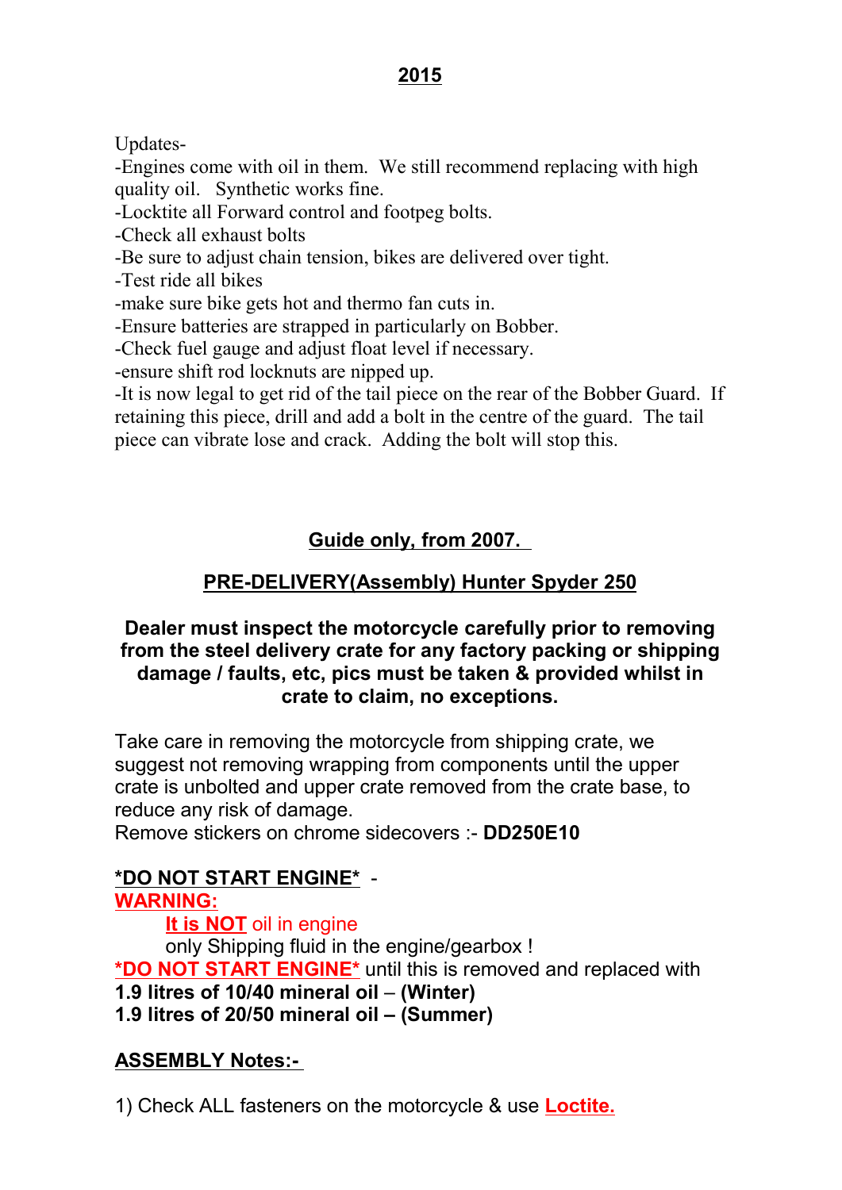## 2015

Updates-

-Engines come with oil in them. We still recommend replacing with high quality oil. Synthetic works fine.
-Locktite all Forward control and footpeg bolts.
-Check all exhaust bolts
-Be sure to adjust chain tension, bikes are delivered over tight.
-Test ride all bikes
-make sure bike gets hot and thermo fan cuts in.
-Ensure batteries are strapped in particularly on Bobber.
-Check fuel gauge and adjust float level if necessary.
-ensure shift rod locknuts are nipped up.
-It is now legal to get rid of the tail piece on the rear of the Bobber Guard. If retaining this piece, drill and add a bolt in the centre of the guard. The tail piece can vibrate lose and crack. Adding the bolt will stop this.

## Guide only, from 2007.

## PRE-DELIVERY(Assembly) Hunter Spyder 250

**Dealer must inspect the motorcycle carefully prior to removing from the steel delivery crate for any factory packing or shipping damage / faults, etc, pics must be taken & provided whilst in crate to claim, no exceptions.**

Take care in removing the motorcycle from shipping crate, we suggest not removing wrapping from components until the upper crate is unbolted and upper crate removed from the crate base, to reduce any risk of damage.
Remove stickers on chrome sidecovers :- **DD250E10**

**\*DO NOT START ENGINE\*** -
**WARNING:**
**It is NOT** oil in engine
only Shipping fluid in the engine/gearbox !
**\*DO NOT START ENGINE\*** until this is removed and replaced with
**1.9 litres of 10/40 mineral oil** – **(Winter)**
**1.9 litres of 20/50 mineral oil – (Summer)**

**ASSEMBLY Notes:-**

1) Check ALL fasteners on the motorcycle & use **Loctite.**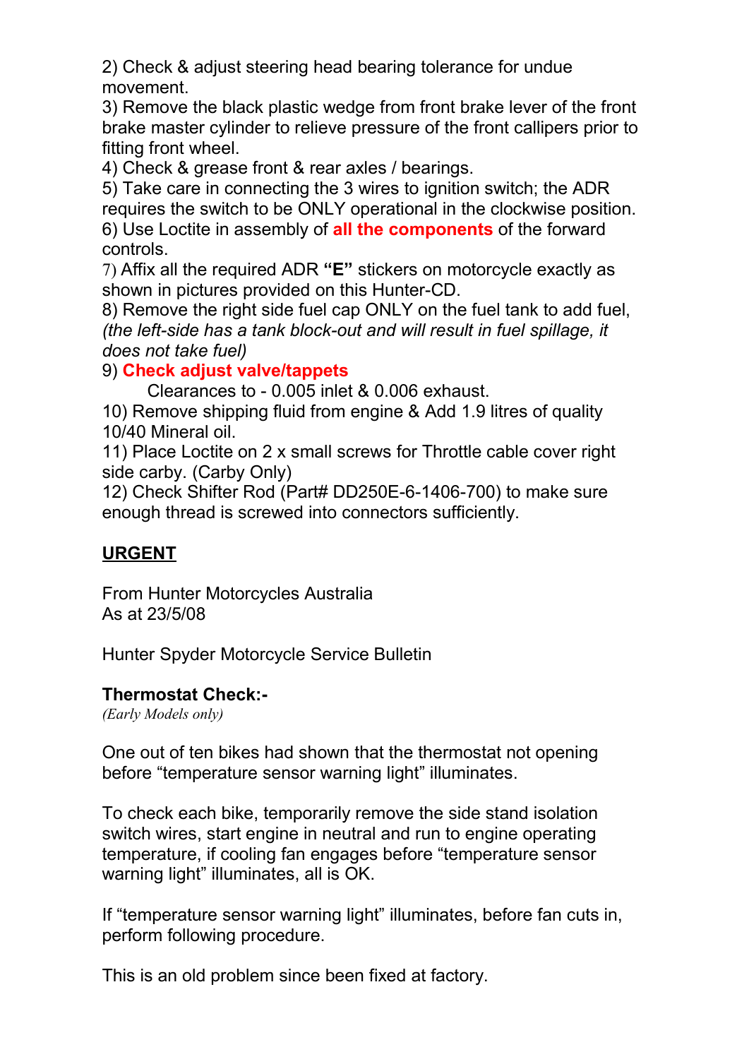2) Check & adjust steering head bearing tolerance for undue movement.
3) Remove the black plastic wedge from front brake lever of the front brake master cylinder to relieve pressure of the front callipers prior to fitting front wheel.
4) Check & grease front & rear axles / bearings.
5) Take care in connecting the 3 wires to ignition switch; the ADR requires the switch to be ONLY operational in the clockwise position.
6) Use Loctite in assembly of **all the components** of the forward controls.
7) Affix all the required ADR **"E"** stickers on motorcycle exactly as shown in pictures provided on this Hunter-CD.
8) Remove the right side fuel cap ONLY on the fuel tank to add fuel, *(the left-side has a tank block-out and will result in fuel spillage, it does not take fuel)*
9) **Check adjust valve/tappets**
Clearances to - 0.005 inlet & 0.006 exhaust.
10) Remove shipping fluid from engine & Add 1.9 litres of quality 10/40 Mineral oil.
11) Place Loctite on 2 x small screws for Throttle cable cover right side carby. (Carby Only)
12) Check Shifter Rod (Part# DD250E-6-1406-700) to make sure enough thread is screwed into connectors sufficiently.

**URGENT**

From Hunter Motorcycles Australia
As at 23/5/08

Hunter Spyder Motorcycle Service Bulletin

**Thermostat Check:-**
*(Early Models only)*

One out of ten bikes had shown that the thermostat not opening before "temperature sensor warning light" illuminates.

To check each bike, temporarily remove the side stand isolation switch wires, start engine in neutral and run to engine operating temperature, if cooling fan engages before "temperature sensor warning light" illuminates, all is OK.

If "temperature sensor warning light" illuminates, before fan cuts in, perform following procedure.

This is an old problem since been fixed at factory.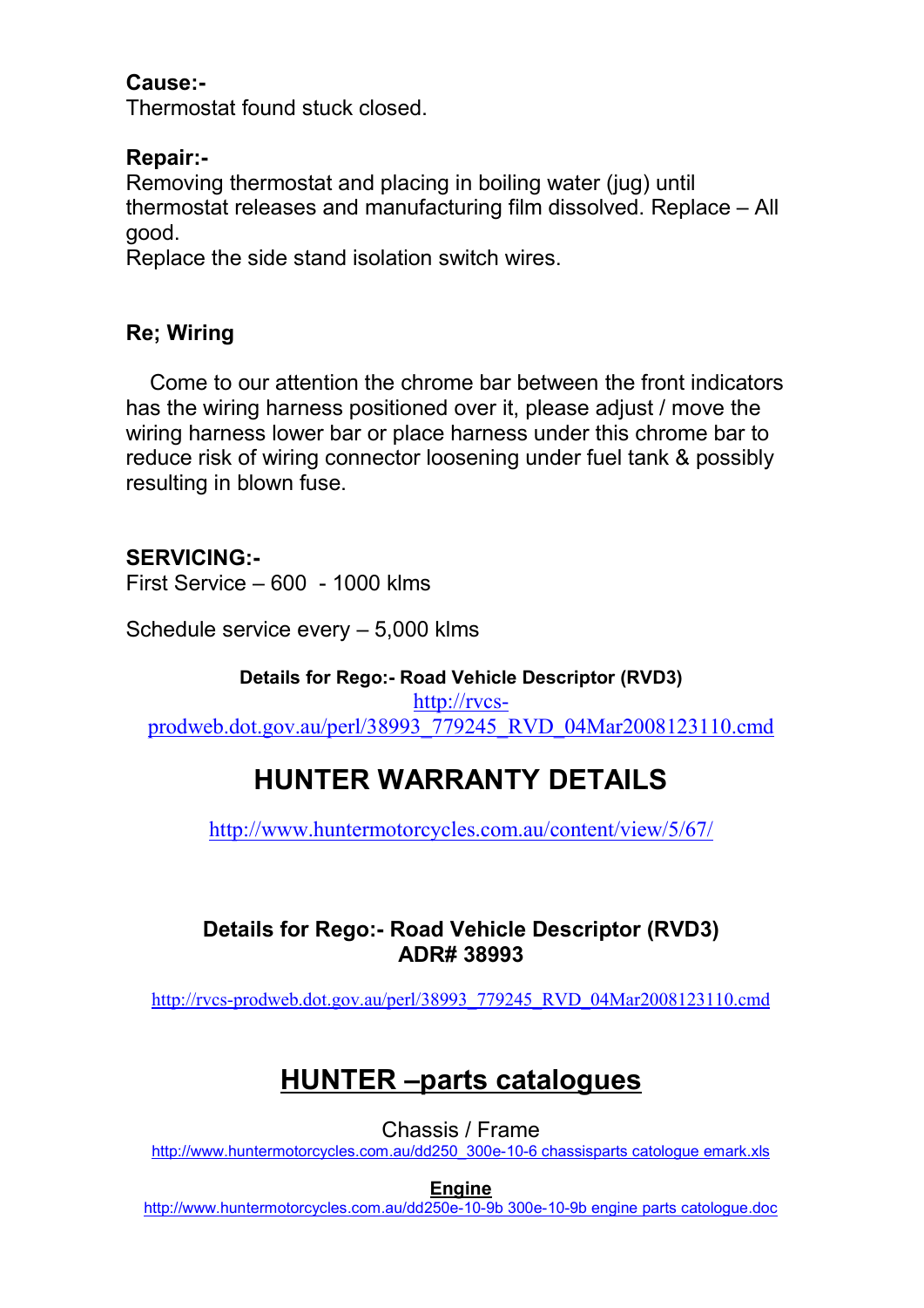**Cause:-**
Thermostat found stuck closed.

**Repair:-**
Removing thermostat and placing in boiling water (jug) until thermostat releases and manufacturing film dissolved. Replace – All good.
Replace the side stand isolation switch wires.

**Re; Wiring**

Come to our attention the chrome bar between the front indicators has the wiring harness positioned over it, please adjust / move the wiring harness lower bar or place harness under this chrome bar to reduce risk of wiring connector loosening under fuel tank & possibly resulting in blown fuse.

**SERVICING:-**
First Service – 600 - 1000 klms

Schedule service every – 5,000 klms

**Details for Rego:- Road Vehicle Descriptor (RVD3)**
http://rvcs-prodweb.dot.gov.au/perl/38993_779245_RVD_04Mar2008123110.cmd

# HUNTER WARRANTY DETAILS

http://www.huntermotorcycles.com.au/content/view/5/67/

**Details for Rego:- Road Vehicle Descriptor (RVD3)**
**ADR# 38993**

http://rvcs-prodweb.dot.gov.au/perl/38993_779245_RVD_04Mar2008123110.cmd

# HUNTER –parts catalogues

Chassis / Frame
http://www.huntermotorcycles.com.au/dd250_300e-10-6 chassisparts catalogue emark.xls

**Engine**
http://www.huntermotorcycles.com.au/dd250e-10-9b 300e-10-9b engine parts catalogue.doc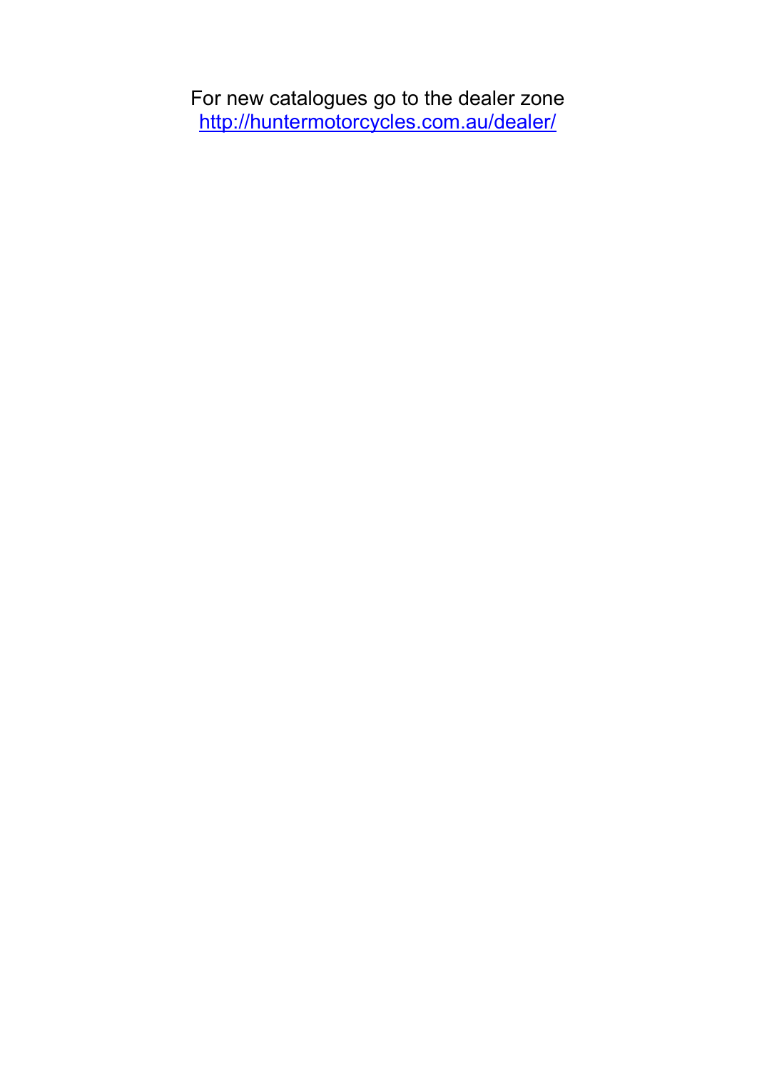For new catalogues go to the dealer zone
http://huntermotorcycles.com.au/dealer/